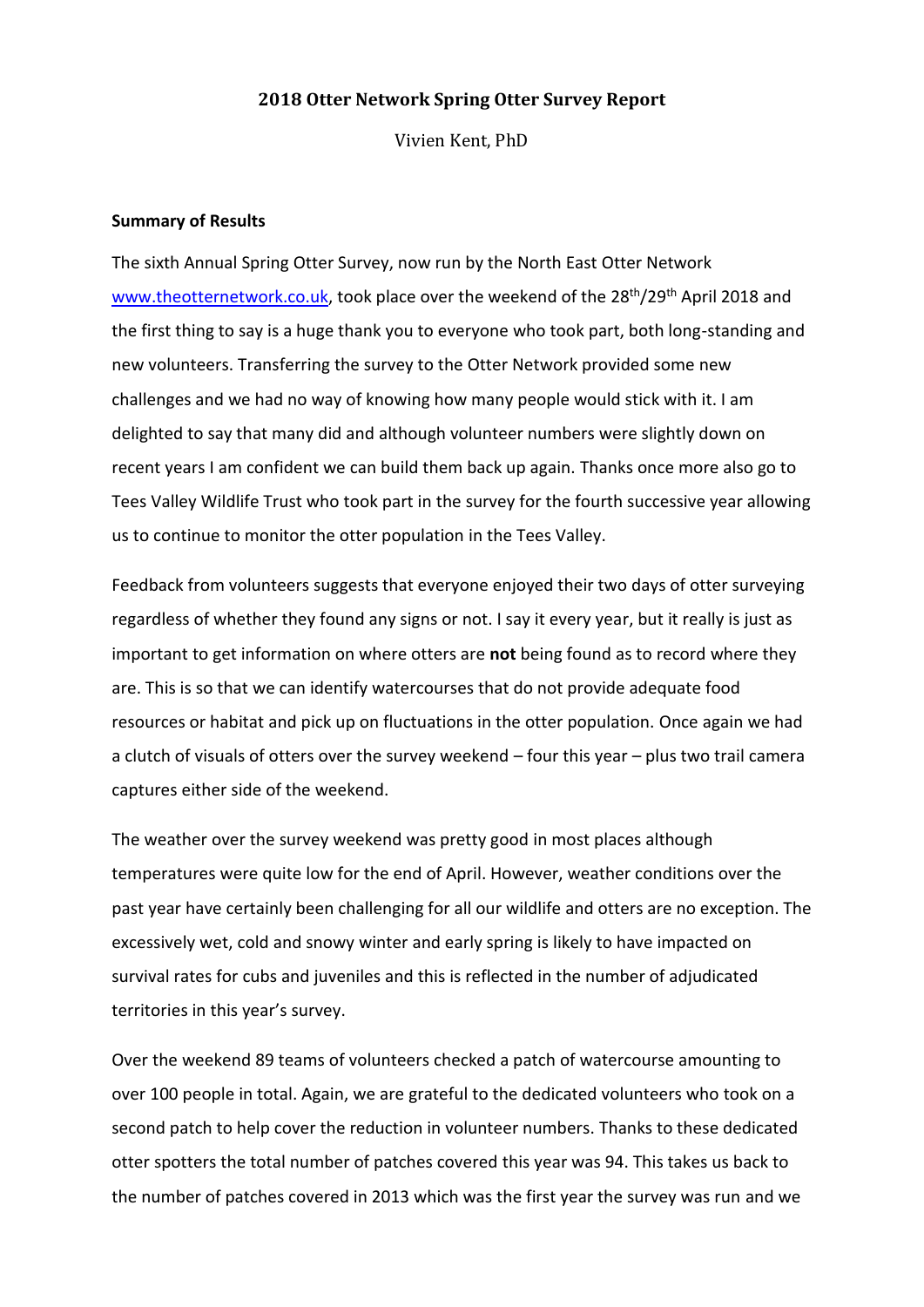# 2018 Otter Network Spring Otter Survey Report

Vivien Kent, PhD

**Summary of Results**

The sixth Annual Spring Otter Survey, now run by the North East Otter Network [www.theotternetwork.co.uk](www.theotternetwork.co.uk), took place over the weekend of the 28th/29th April 2018 and the first thing to say is a huge thank you to everyone who took part, both long-standing and new volunteers. Transferring the survey to the Otter Network provided some new challenges and we had no way of knowing how many people would stick with it. I am delighted to say that many did and although volunteer numbers were slightly down on recent years I am confident we can build them back up again. Thanks once more also go to Tees Valley Wildlife Trust who took part in the survey for the fourth successive year allowing us to continue to monitor the otter population in the Tees Valley.

Feedback from volunteers suggests that everyone enjoyed their two days of otter surveying regardless of whether they found any signs or not. I say it every year, but it really is just as important to get information on where otters are **not** being found as to record where they are. This is so that we can identify watercourses that do not provide adequate food resources or habitat and pick up on fluctuations in the otter population. Once again we had a clutch of visuals of otters over the survey weekend – four this year – plus two trail camera captures either side of the weekend.

The weather over the survey weekend was pretty good in most places although temperatures were quite low for the end of April. However, weather conditions over the past year have certainly been challenging for all our wildlife and otters are no exception. The excessively wet, cold and snowy winter and early spring is likely to have impacted on survival rates for cubs and juveniles and this is reflected in the number of adjudicated territories in this year's survey.

Over the weekend 89 teams of volunteers checked a patch of watercourse amounting to over 100 people in total. Again, we are grateful to the dedicated volunteers who took on a second patch to help cover the reduction in volunteer numbers. Thanks to these dedicated otter spotters the total number of patches covered this year was 94. This takes us back to the number of patches covered in 2013 which was the first year the survey was run and we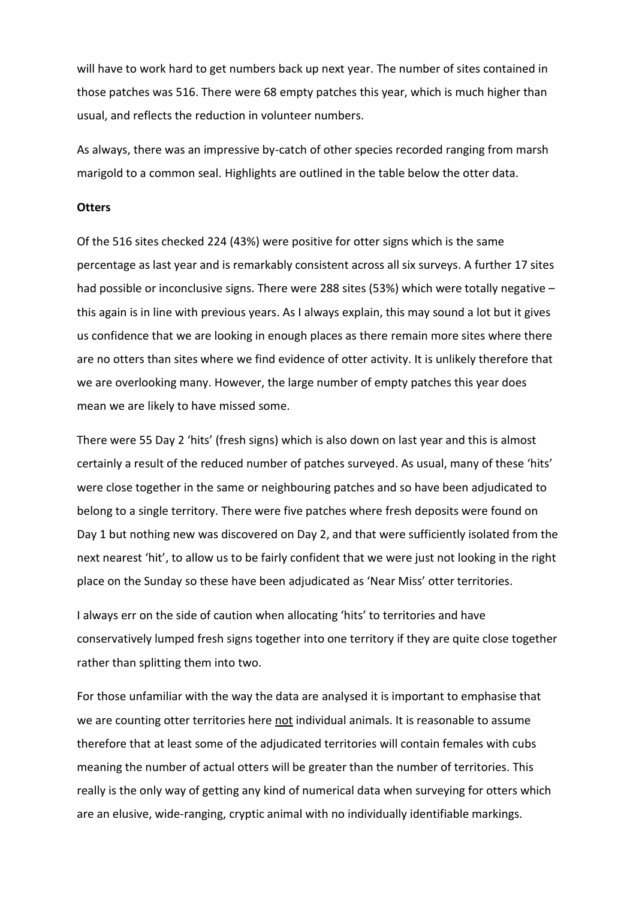will have to work hard to get numbers back up next year. The number of sites contained in those patches was 516. There were 68 empty patches this year, which is much higher than usual, and reflects the reduction in volunteer numbers.

As always, there was an impressive by-catch of other species recorded ranging from marsh marigold to a common seal. Highlights are outlined in the table below the otter data.

**Otters**

Of the 516 sites checked 224 (43%) were positive for otter signs which is the same percentage as last year and is remarkably consistent across all six surveys. A further 17 sites had possible or inconclusive signs. There were 288 sites (53%) which were totally negative – this again is in line with previous years. As I always explain, this may sound a lot but it gives us confidence that we are looking in enough places as there remain more sites where there are no otters than sites where we find evidence of otter activity. It is unlikely therefore that we are overlooking many. However, the large number of empty patches this year does mean we are likely to have missed some.

There were 55 Day 2 'hits' (fresh signs) which is also down on last year and this is almost certainly a result of the reduced number of patches surveyed. As usual, many of these 'hits' were close together in the same or neighbouring patches and so have been adjudicated to belong to a single territory. There were five patches where fresh deposits were found on Day 1 but nothing new was discovered on Day 2, and that were sufficiently isolated from the next nearest 'hit', to allow us to be fairly confident that we were just not looking in the right place on the Sunday so these have been adjudicated as 'Near Miss' otter territories.

I always err on the side of caution when allocating 'hits' to territories and have conservatively lumped fresh signs together into one territory if they are quite close together rather than splitting them into two.

For those unfamiliar with the way the data are analysed it is important to emphasise that we are counting otter territories here <u>not</u> individual animals. It is reasonable to assume therefore that at least some of the adjudicated territories will contain females with cubs meaning the number of actual otters will be greater than the number of territories. This really is the only way of getting any kind of numerical data when surveying for otters which are an elusive, wide-ranging, cryptic animal with no individually identifiable markings.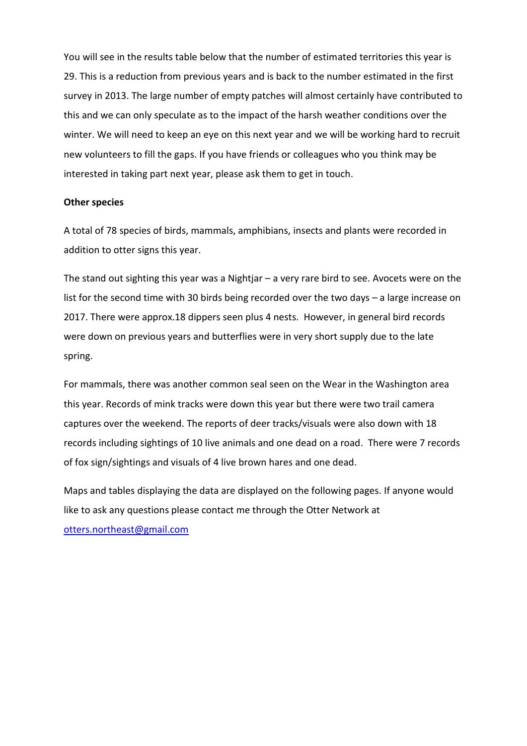You will see in the results table below that the number of estimated territories this year is 29. This is a reduction from previous years and is back to the number estimated in the first survey in 2013. The large number of empty patches will almost certainly have contributed to this and we can only speculate as to the impact of the harsh weather conditions over the winter. We will need to keep an eye on this next year and we will be working hard to recruit new volunteers to fill the gaps. If you have friends or colleagues who you think may be interested in taking part next year, please ask them to get in touch.

**Other species**

A total of 78 species of birds, mammals, amphibians, insects and plants were recorded in addition to otter signs this year.

The stand out sighting this year was a Nightjar – a very rare bird to see. Avocets were on the list for the second time with 30 birds being recorded over the two days – a large increase on 2017. There were approx.18 dippers seen plus 4 nests. However, in general bird records were down on previous years and butterflies were in very short supply due to the late spring.

For mammals, there was another common seal seen on the Wear in the Washington area this year. Records of mink tracks were down this year but there were two trail camera captures over the weekend. The reports of deer tracks/visuals were also down with 18 records including sightings of 10 live animals and one dead on a road. There were 7 records of fox sign/sightings and visuals of 4 live brown hares and one dead.

Maps and tables displaying the data are displayed on the following pages. If anyone would like to ask any questions please contact me through the Otter Network at otters.northeast@gmail.com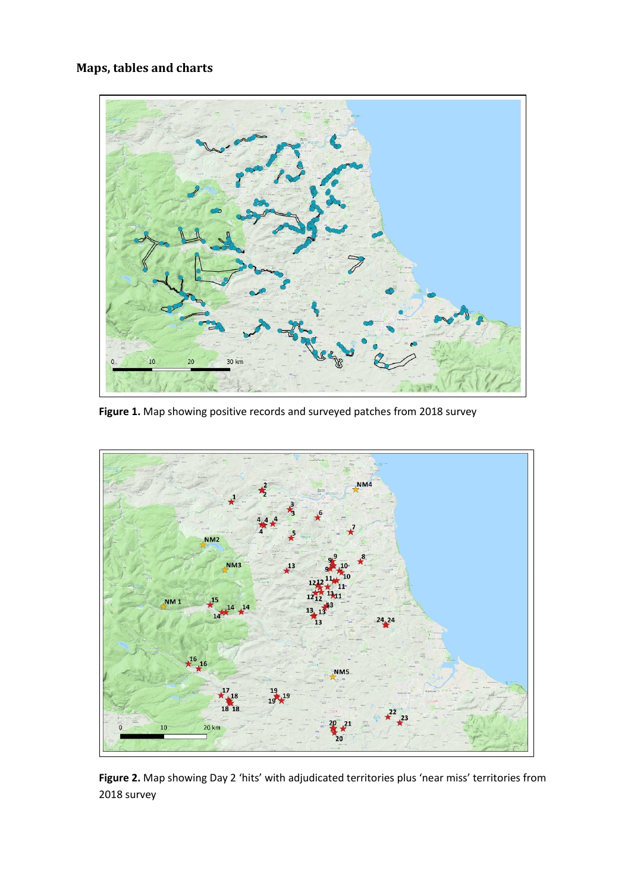## Maps, tables and charts

**Figure 1.** Map showing positive records and surveyed patches from 2018 survey

**Figure 2.** Map showing Day 2 'hits' with adjudicated territories plus 'near miss' territories from 2018 survey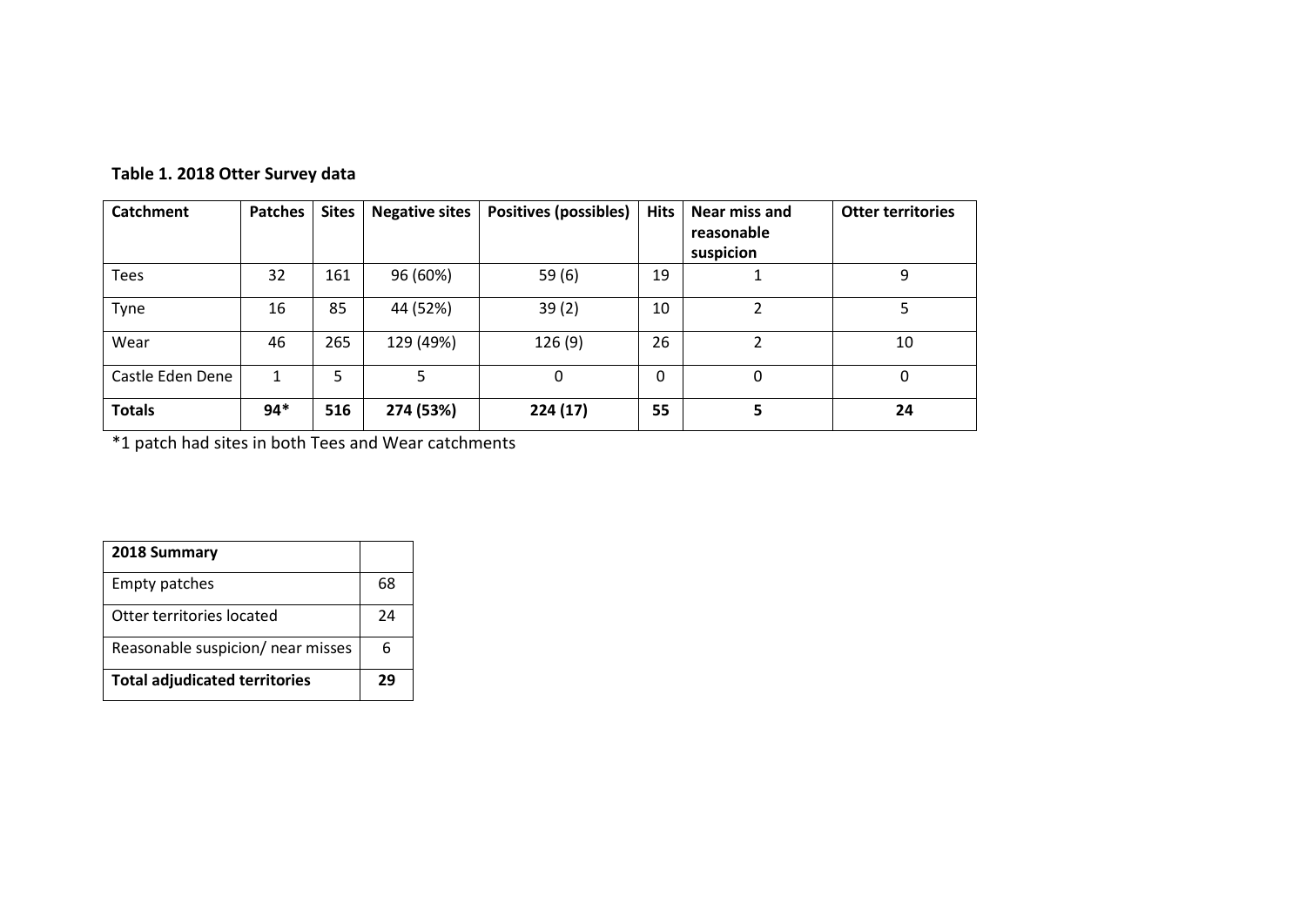**Table 1. 2018 Otter Survey data**

| Catchment | Patches | Sites | Negative sites | Positives (possibles) | Hits | Near miss and reasonable suspicion | Otter territories |
|---|---|---|---|---|---|---|---|
| Tees | 32 | 161 | 96 (60%) | 59 (6) | 19 | 1 | 9 |
| Tyne | 16 | 85 | 44 (52%) | 39 (2) | 10 | 2 | 5 |
| Wear | 46 | 265 | 129 (49%) | 126 (9) | 26 | 2 | 10 |
| Castle Eden Dene | 1 | 5 | 5 | 0 | 0 | 0 | 0 |
| **Totals** | **94*** | **516** | **274 (53%)** | **224 (17)** | **55** | **5** | **24** |

*1 patch had sites in both Tees and Wear catchments

| **2018 Summary** | |
|---|---|
| Empty patches | 68 |
| Otter territories located | 24 |
| Reasonable suspicion/ near misses | 6 |
| **Total adjudicated territories** | **29** |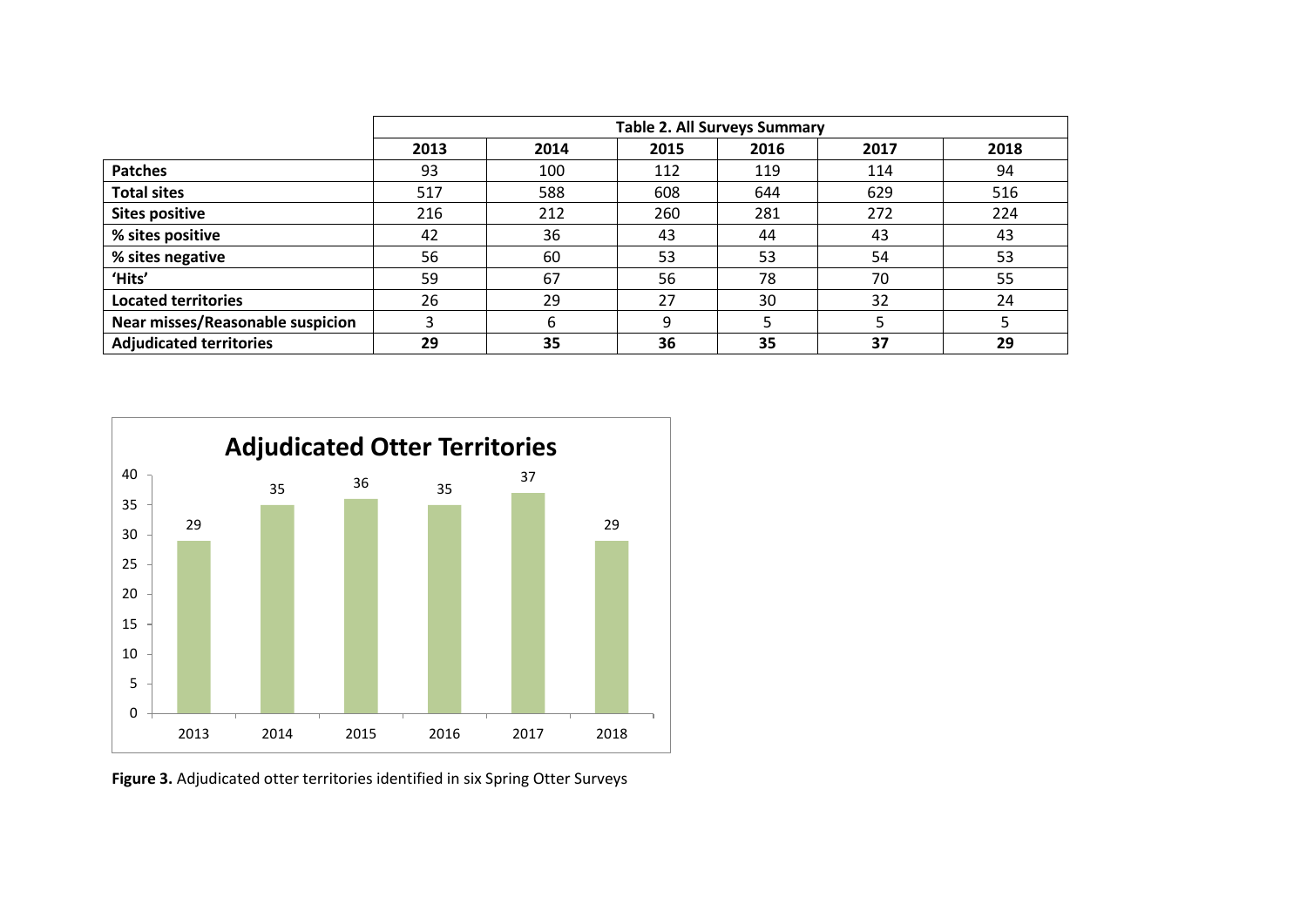| | Table 2. All Surveys Summary | | | | | |
|---|---|---|---|---|---|---|
| | **2013** | **2014** | **2015** | **2016** | **2017** | **2018** |
| **Patches** | 93 | 100 | 112 | 119 | 114 | 94 |
| **Total sites** | 517 | 588 | 608 | 644 | 629 | 516 |
| **Sites positive** | 216 | 212 | 260 | 281 | 272 | 224 |
| **% sites positive** | 42 | 36 | 43 | 44 | 43 | 43 |
| **% sites negative** | 56 | 60 | 53 | 53 | 54 | 53 |
| **'Hits'** | 59 | 67 | 56 | 78 | 70 | 55 |
| **Located territories** | 26 | 29 | 27 | 30 | 32 | 24 |
| **Near misses/Reasonable suspicion** | 3 | 6 | 9 | 5 | 5 | 5 |
| **Adjudicated territories** | **29** | **35** | **36** | **35** | **37** | **29** |

**Figure 3.** Adjudicated otter territories identified in six Spring Otter Surveys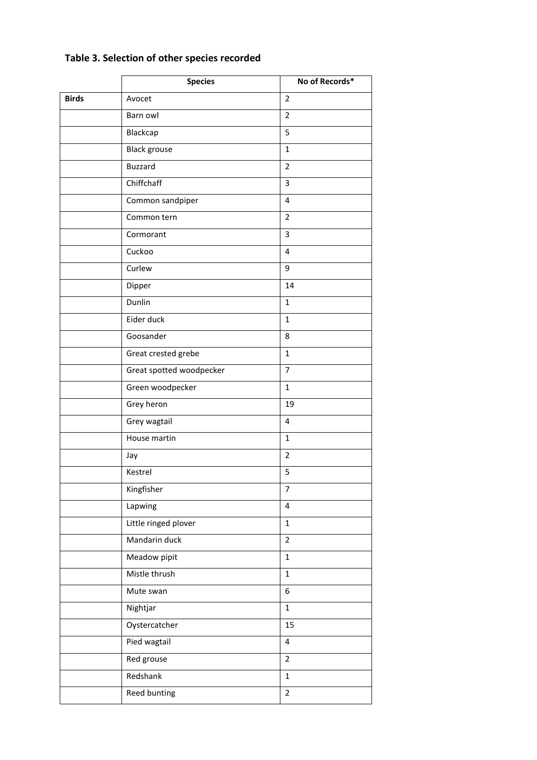**Table 3. Selection of other species recorded**

| | Species | No of Records* |
|---|---|---|
| **Birds** | Avocet | 2 |
| | Barn owl | 2 |
| | Blackcap | 5 |
| | Black grouse | 1 |
| | Buzzard | 2 |
| | Chiffchaff | 3 |
| | Common sandpiper | 4 |
| | Common tern | 2 |
| | Cormorant | 3 |
| | Cuckoo | 4 |
| | Curlew | 9 |
| | Dipper | 14 |
| | Dunlin | 1 |
| | Eider duck | 1 |
| | Goosander | 8 |
| | Great crested grebe | 1 |
| | Great spotted woodpecker | 7 |
| | Green woodpecker | 1 |
| | Grey heron | 19 |
| | Grey wagtail | 4 |
| | House martin | 1 |
| | Jay | 2 |
| | Kestrel | 5 |
| | Kingfisher | 7 |
| | Lapwing | 4 |
| | Little ringed plover | 1 |
| | Mandarin duck | 2 |
| | Meadow pipit | 1 |
| | Mistle thrush | 1 |
| | Mute swan | 6 |
| | Nightjar | 1 |
| | Oystercatcher | 15 |
| | Pied wagtail | 4 |
| | Red grouse | 2 |
| | Redshank | 1 |
| | Reed bunting | 2 |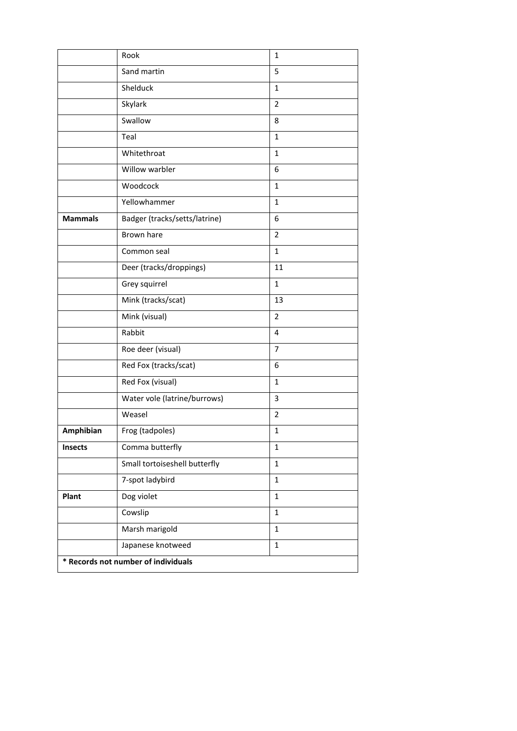| | | |
|---|---|---|
| | Rook | 1 |
| | Sand martin | 5 |
| | Shelduck | 1 |
| | Skylark | 2 |
| | Swallow | 8 |
| | Teal | 1 |
| | Whitethroat | 1 |
| | Willow warbler | 6 |
| | Woodcock | 1 |
| | Yellowhammer | 1 |
| **Mammals** | Badger (tracks/setts/latrine) | 6 |
| | Brown hare | 2 |
| | Common seal | 1 |
| | Deer (tracks/droppings) | 11 |
| | Grey squirrel | 1 |
| | Mink (tracks/scat) | 13 |
| | Mink (visual) | 2 |
| | Rabbit | 4 |
| | Roe deer (visual) | 7 |
| | Red Fox (tracks/scat) | 6 |
| | Red Fox (visual) | 1 |
| | Water vole (latrine/burrows) | 3 |
| | Weasel | 2 |
| **Amphibian** | Frog (tadpoles) | 1 |
| **Insects** | Comma butterfly | 1 |
| | Small tortoiseshell butterfly | 1 |
| | 7-spot ladybird | 1 |
| **Plant** | Dog violet | 1 |
| | Cowslip | 1 |
| | Marsh marigold | 1 |
| | Japanese knotweed | 1 |
| **\* Records not number of individuals** | | |